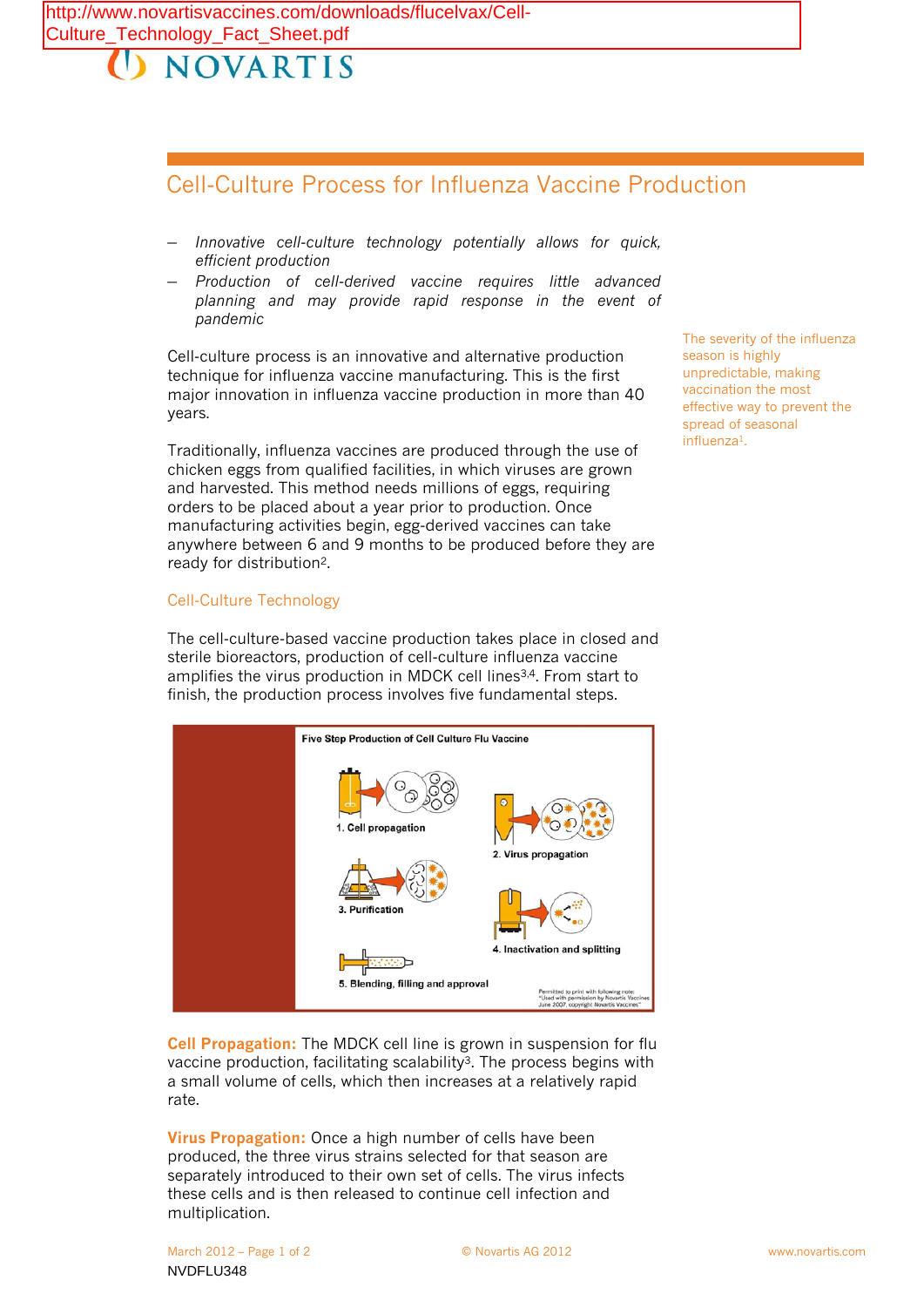http://www.novartisvaccines.com/downloads/flucelvax/Cell-Culture_Technology_Fact_Sheet.pdf

NOVARTIS

# Cell-Culture Process for Influenza Vaccine Production

- *Innovative cell-culture technology potentially allows for quick, efficient production*
- *Production of cell-derived vaccine requires little advanced planning and may provide rapid response in the event of pandemic*

The severity of the influenza season is highly unpredictable, making vaccination the most effective way to prevent the spread of seasonal influenza[1].

Cell-culture process is an innovative and alternative production technique for influenza vaccine manufacturing. This is the first major innovation in influenza vaccine production in more than 40 years.

Traditionally, influenza vaccines are produced through the use of chicken eggs from qualified facilities, in which viruses are grown and harvested. This method needs millions of eggs, requiring orders to be placed about a year prior to production. Once manufacturing activities begin, egg-derived vaccines can take anywhere between 6 and 9 months to be produced before they are ready for distribution[2].

## Cell-Culture Technology

The cell-culture-based vaccine production takes place in closed and sterile bioreactors, production of cell-culture influenza vaccine amplifies the virus production in MDCK cell lines[3,4]. From start to finish, the production process involves five fundamental steps.

Five Step Production of Cell Culture Flu Vaccine

1. Cell propagation
2. Virus propagation
3. Purification
4. Inactivation and splitting
5. Blending, filling and approval

Permitted to print with following note: "Used with permission by Novartis Vaccines June 2007, copyright Novartis Vaccines"

**Cell Propagation:** The MDCK cell line is grown in suspension for flu vaccine production, facilitating scalability[3]. The process begins with a small volume of cells, which then increases at a relatively rapid rate.

**Virus Propagation:** Once a high number of cells have been produced, the three virus strains selected for that season are separately introduced to their own set of cells. The virus infects these cells and is then released to continue cell infection and multiplication.

NVDFLU348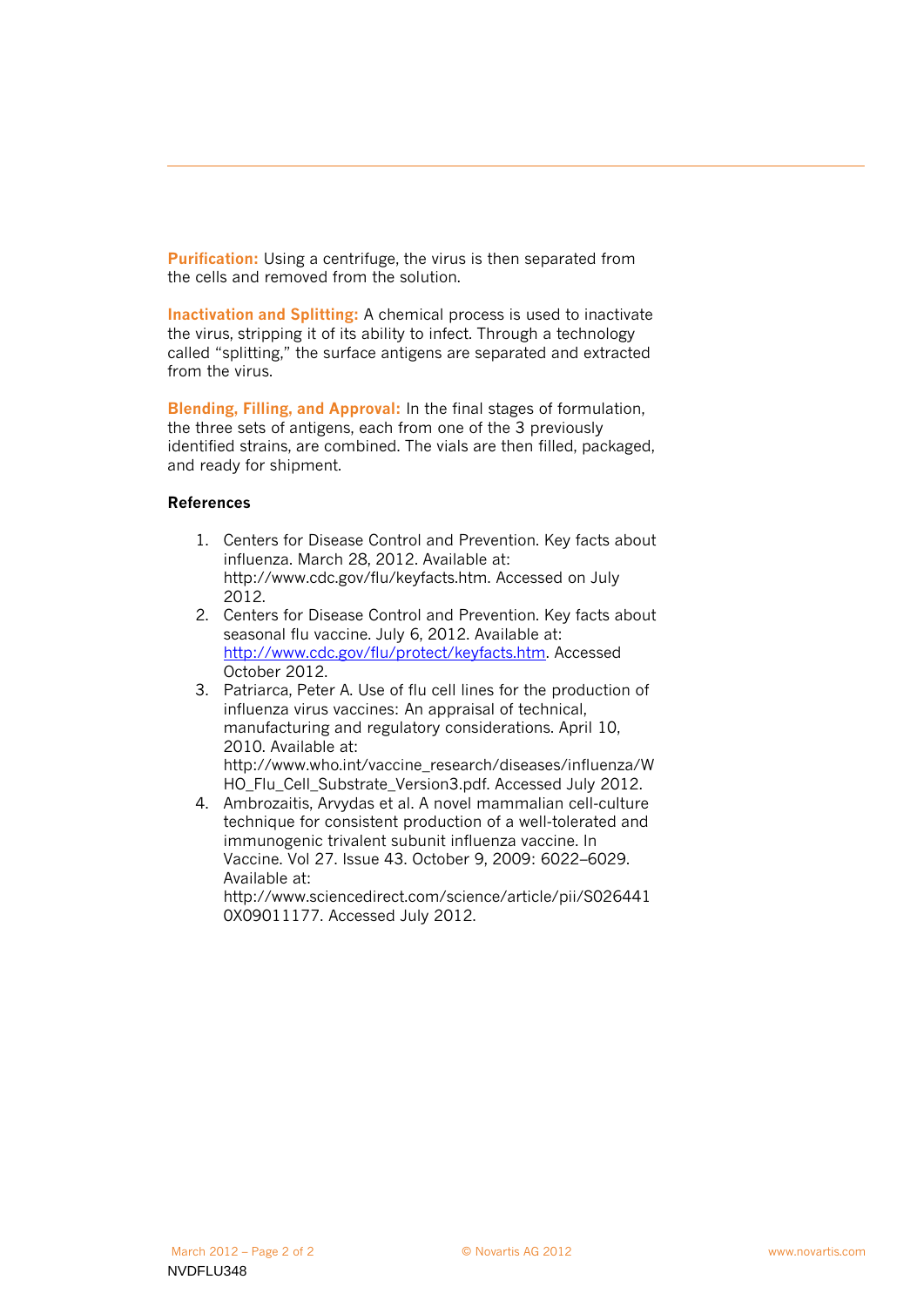**Purification:** Using a centrifuge, the virus is then separated from the cells and removed from the solution.

**Inactivation and Splitting:** A chemical process is used to inactivate the virus, stripping it of its ability to infect. Through a technology called "splitting," the surface antigens are separated and extracted from the virus.

**Blending, Filling, and Approval:** In the final stages of formulation, the three sets of antigens, each from one of the 3 previously identified strains, are combined. The vials are then filled, packaged, and ready for shipment.

**References**

1. Centers for Disease Control and Prevention. Key facts about influenza. March 28, 2012. Available at: http://www.cdc.gov/flu/keyfacts.htm. Accessed on July 2012.
2. Centers for Disease Control and Prevention. Key facts about seasonal flu vaccine. July 6, 2012. Available at: http://www.cdc.gov/flu/protect/keyfacts.htm. Accessed October 2012.
3. Patriarca, Peter A. Use of flu cell lines for the production of influenza virus vaccines: An appraisal of technical, manufacturing and regulatory considerations. April 10, 2010. Available at: http://www.who.int/vaccine_research/diseases/influenza/WHO_Flu_Cell_Substrate_Version3.pdf. Accessed July 2012.
4. Ambrozaitis, Arvydas et al. A novel mammalian cell-culture technique for consistent production of a well-tolerated and immunogenic trivalent subunit influenza vaccine. In Vaccine. Vol 27. Issue 43. October 9, 2009: 6022–6029. Available at: http://www.sciencedirect.com/science/article/pii/S0264410X09011177. Accessed July 2012.

NVDFLU348